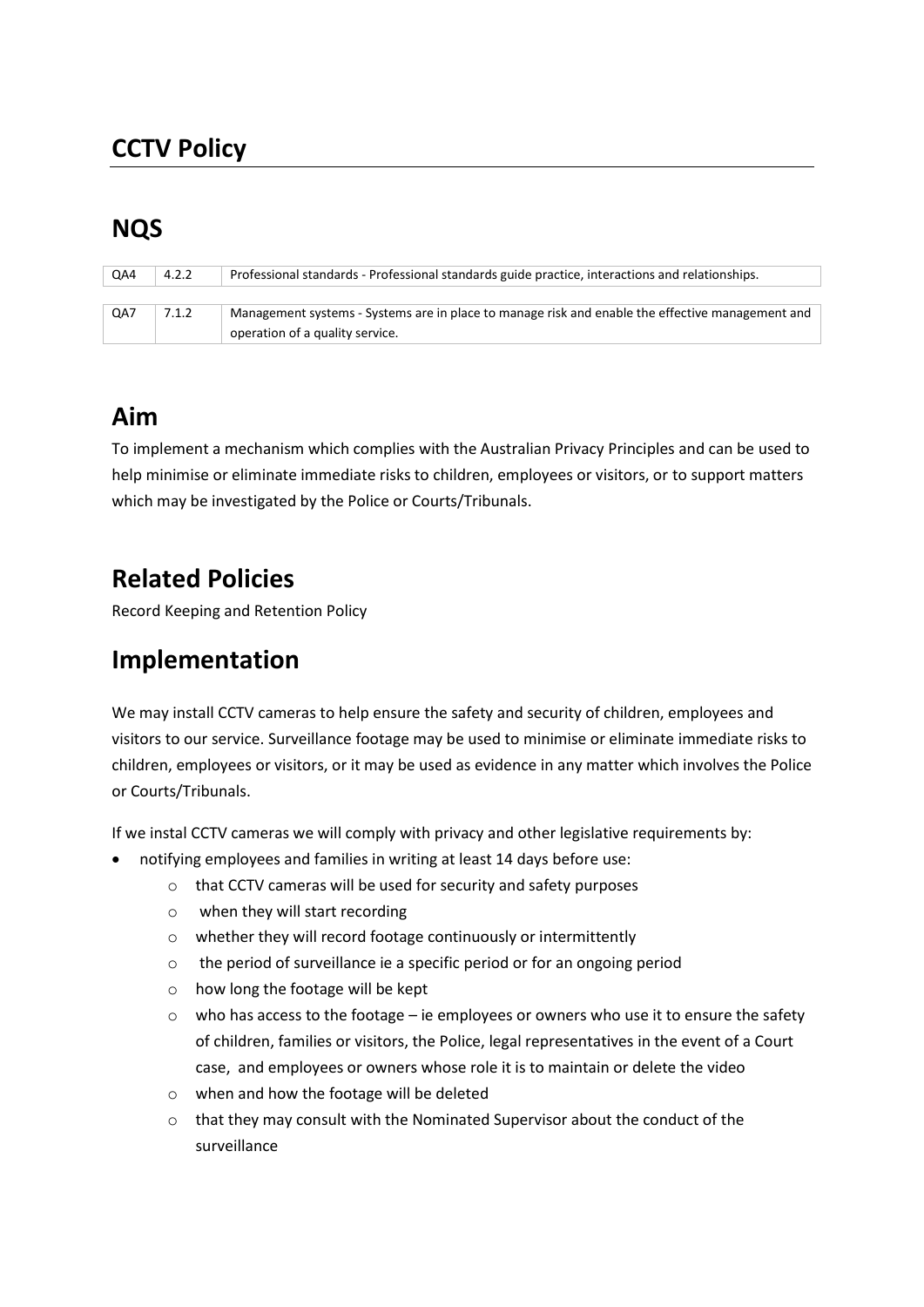# CCTV Policy

## NQS

| QA4 | 4.2.2 | Professional standards - Professional standards guide practice, interactions and relationships. |
|---|---|---|
| QA7 | 7.1.2 | Management systems - Systems are in place to manage risk and enable the effective management and operation of a quality service. |

## Aim

To implement a mechanism which complies with the Australian Privacy Principles and can be used to help minimise or eliminate immediate risks to children, employees or visitors, or to support matters which may be investigated by the Police or Courts/Tribunals.

## Related Policies

Record Keeping and Retention Policy

## Implementation

We may install CCTV cameras to help ensure the safety and security of children, employees and visitors to our service. Surveillance footage may be used to minimise or eliminate immediate risks to children, employees or visitors, or it may be used as evidence in any matter which involves the Police or Courts/Tribunals.

If we instal CCTV cameras we will comply with privacy and other legislative requirements by:

- notifying employees and families in writing at least 14 days before use:
  - that CCTV cameras will be used for security and safety purposes
  - when they will start recording
  - whether they will record footage continuously or intermittently
  - the period of surveillance ie a specific period or for an ongoing period
  - how long the footage will be kept
  - who has access to the footage – ie employees or owners who use it to ensure the safety of children, families or visitors, the Police, legal representatives in the event of a Court case, and employees or owners whose role it is to maintain or delete the video
  - when and how the footage will be deleted
  - that they may consult with the Nominated Supervisor about the conduct of the surveillance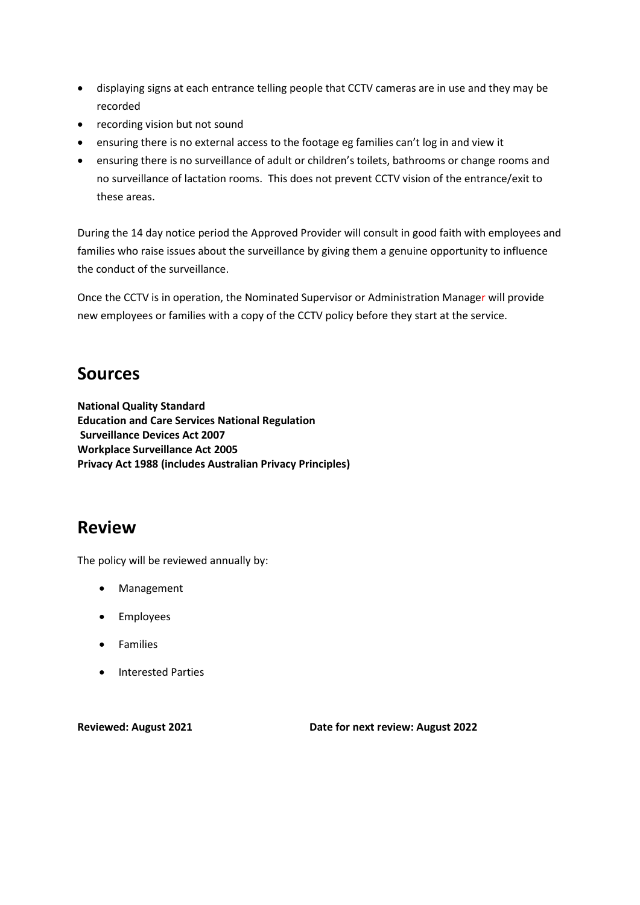- displaying signs at each entrance telling people that CCTV cameras are in use and they may be recorded
- recording vision but not sound
- ensuring there is no external access to the footage eg families can't log in and view it
- ensuring there is no surveillance of adult or children's toilets, bathrooms or change rooms and no surveillance of lactation rooms. This does not prevent CCTV vision of the entrance/exit to these areas.

During the 14 day notice period the Approved Provider will consult in good faith with employees and families who raise issues about the surveillance by giving them a genuine opportunity to influence the conduct of the surveillance.

Once the CCTV is in operation, the Nominated Supervisor or Administration Manager will provide new employees or families with a copy of the CCTV policy before they start at the service.

## Sources

**National Quality Standard**
**Education and Care Services National Regulation**
**Surveillance Devices Act 2007**
**Workplace Surveillance Act 2005**
**Privacy Act 1988 (includes Australian Privacy Principles)**

## Review

The policy will be reviewed annually by:

- Management
- Employees
- Families
- Interested Parties

**Reviewed: August 2021** **Date for next review: August 2022**